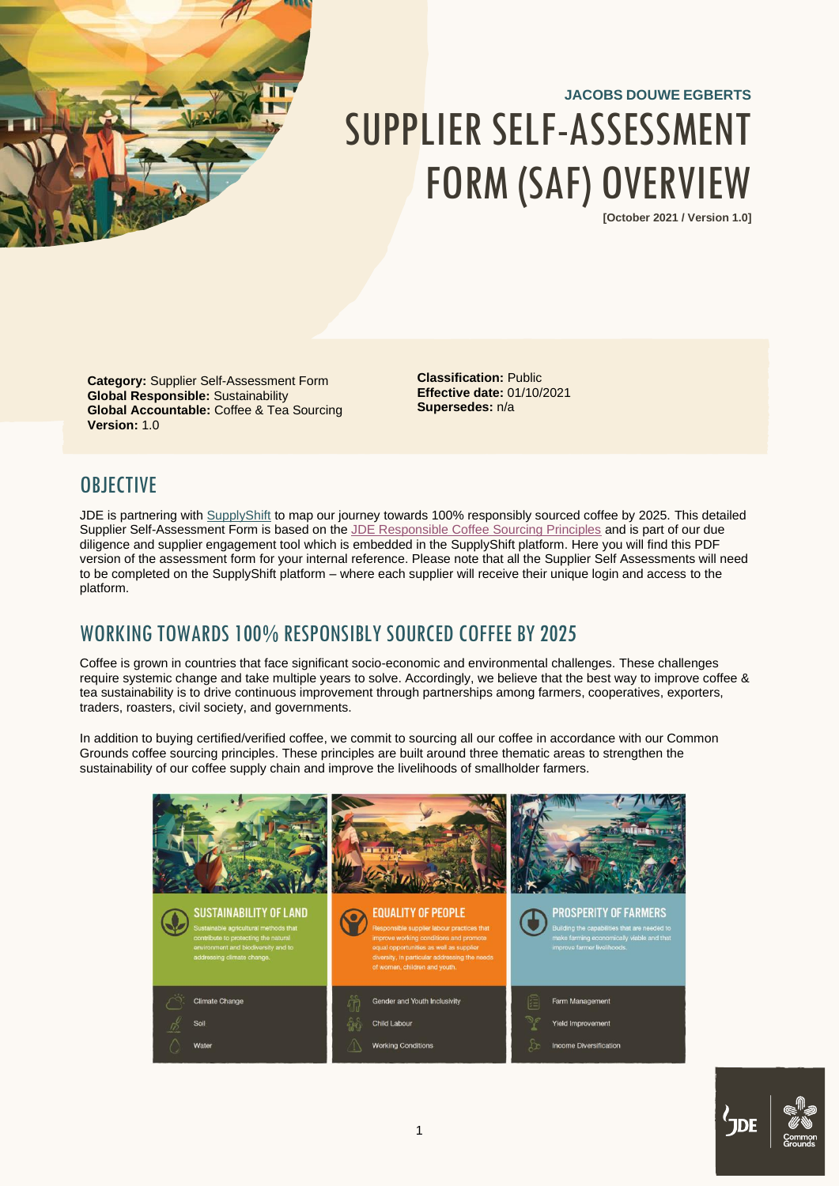**JACOBS DOUWE EGBERTS**

# SUPPLIER SELF-ASSESSMENT FORM (SAF) OVERVIEW

**[October 2021 / Version 1.0]**

**Category:** Supplier Self-Assessment Form
**Global Responsible:** Sustainability
**Global Accountable:** Coffee & Tea Sourcing
**Version:** 1.0

**Classification:** Public
**Effective date:** 01/10/2021
**Supersedes:** n/a

## OBJECTIVE

JDE is partnering with SupplyShift to map our journey towards 100% responsibly sourced coffee by 2025. This detailed Supplier Self-Assessment Form is based on the JDE Responsible Coffee Sourcing Principles and is part of our due diligence and supplier engagement tool which is embedded in the SupplyShift platform. Here you will find this PDF version of the assessment form for your internal reference. Please note that all the Supplier Self Assessments will need to be completed on the SupplyShift platform – where each supplier will receive their unique login and access to the platform.

## WORKING TOWARDS 100% RESPONSIBLY SOURCED COFFEE BY 2025

Coffee is grown in countries that face significant socio-economic and environmental challenges. These challenges require systemic change and take multiple years to solve. Accordingly, we believe that the best way to improve coffee & tea sustainability is to drive continuous improvement through partnerships among farmers, cooperatives, exporters, traders, roasters, civil society, and governments.

In addition to buying certified/verified coffee, we commit to sourcing all our coffee in accordance with our Common Grounds coffee sourcing principles. These principles are built around three thematic areas to strengthen the sustainability of our coffee supply chain and improve the livelihoods of smallholder farmers.

**SUSTAINABILITY OF LAND**
Sustainable agricultural methods that contribute to protecting the natural environment and biodiversity and to addressing climate change.

- Climate Change
- Soil
- Water

**EQUALITY OF PEOPLE**
Responsible supplier labour practices that improve working conditions and promote equal opportunities as well as supplier diversity, in particular addressing the needs of women, children and youth.

- Gender and Youth Inclusivity
- Child Labour
- Working Conditions

**PROSPERITY OF FARMERS**
Building the capabilities that are needed to make farming economically viable and that improve farmer livelihoods.

- Farm Management
- Yield Improvement
- Income Diversification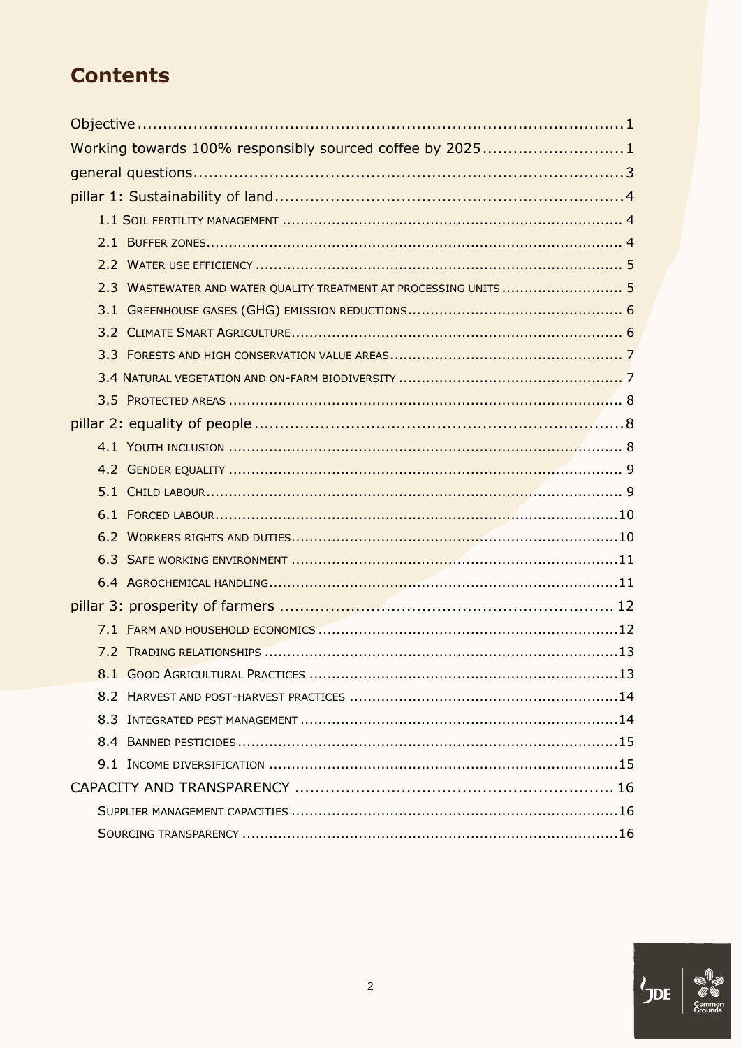# Contents

Objective ........................................................................................................ 1

Working towards 100% responsibly sourced coffee by 2025 ............................ 1

general questions .............................................................................................. 3

pillar 1: Sustainability of land ........................................................................... 4

- 1.1 Soil fertility management ........................................................................ 4
- 2.1 Buffer zones ............................................................................................ 4
- 2.2 Water use efficiency ................................................................................ 5
- 2.3 Wastewater and water quality treatment at processing units .................. 5
- 3.1 Greenhouse gases (GHG) emission reductions ........................................ 6
- 3.2 Climate Smart Agriculture ....................................................................... 6
- 3.3 Forests and high conservation value areas .............................................. 7
- 3.4 Natural vegetation and on-farm biodiversity ........................................... 7
- 3.5 Protected areas ........................................................................................ 8

pillar 2: equality of people ................................................................................. 8

- 4.1 Youth inclusion ........................................................................................ 8
- 4.2 Gender equality ........................................................................................ 9
- 5.1 Child labour ............................................................................................. 9
- 6.1 Forced labour ......................................................................................... 10
- 6.2 Workers rights and duties ...................................................................... 10
- 6.3 Safe working environment ..................................................................... 11
- 6.4 Agrochemical handling ........................................................................... 11

pillar 3: prosperity of farmers .......................................................................... 12

- 7.1 Farm and household economics ............................................................. 12
- 7.2 Trading relationships .............................................................................. 13
- 8.1 Good Agricultural Practices .................................................................... 13
- 8.2 Harvest and post-harvest practices ........................................................ 14
- 8.3 Integrated pest management ................................................................. 14
- 8.4 Banned pesticides .................................................................................. 15
- 9.1 Income diversification ............................................................................ 15

CAPACITY AND TRANSPARENCY ......................................................................... 16

- Supplier management capacities ............................................................... 16
- Sourcing transparency ............................................................................... 16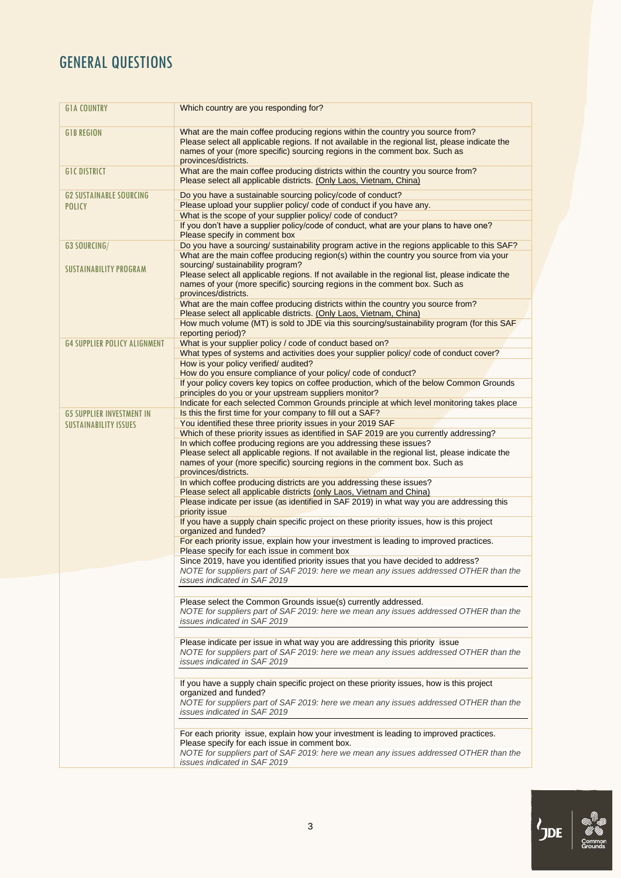# GENERAL QUESTIONS

| | |
|---|---|
| G1A COUNTRY | Which country are you responding for? |
| G1B REGION | What are the main coffee producing regions within the country you source from? Please select all applicable regions. If not available in the regional list, please indicate the names of your (more specific) sourcing regions in the comment box. Such as provinces/districts. |
| G1C DISTRICT | What are the main coffee producing districts within the country you source from? Please select all applicable districts. (Only Laos, Vietnam, China) |
| G2 SUSTAINABLE SOURCING POLICY | Do you have a sustainable sourcing policy/code of conduct? |
| | Please upload your supplier policy/ code of conduct if you have any. |
| | What is the scope of your supplier policy/ code of conduct? |
| | If you don't have a supplier policy/code of conduct, what are your plans to have one? Please specify in comment box |
| G3 SOURCING/ SUSTAINABILITY PROGRAM | Do you have a sourcing/ sustainability program active in the regions applicable to this SAF? |
| | What are the main coffee producing region(s) within the country you source from via your sourcing/ sustainability program? Please select all applicable regions. If not available in the regional list, please indicate the names of your (more specific) sourcing regions in the comment box. Such as provinces/districts. |
| | What are the main coffee producing districts within the country you source from? Please select all applicable districts. (Only Laos, Vietnam, China) |
| | How much volume (MT) is sold to JDE via this sourcing/sustainability program (for this SAF reporting period)? |
| G4 SUPPLIER POLICY ALIGNMENT | What is your supplier policy / code of conduct based on? |
| | What types of systems and activities does your supplier policy/ code of conduct cover? |
| | How is your policy verified/ audited? |
| | How do you ensure compliance of your policy/ code of conduct? |
| | If your policy covers key topics on coffee production, which of the below Common Grounds principles do you or your upstream suppliers monitor? |
| | Indicate for each selected Common Grounds principle at which level monitoring takes place |
| G5 SUPPLIER INVESTMENT IN SUSTAINABILITY ISSUES | Is this the first time for your company to fill out a SAF? |
| | You identified these three priority issues in your 2019 SAF |
| | Which of these priority issues as identified in SAF 2019 are you currently addressing? |
| | In which coffee producing regions are you addressing these issues? Please select all applicable regions. If not available in the regional list, please indicate the names of your (more specific) sourcing regions in the comment box. Such as provinces/districts. |
| | In which coffee producing districts are you addressing these issues? Please select all applicable districts (only Laos, Vietnam and China) |
| | Please indicate per issue (as identified in SAF 2019) in what way you are addressing this priority issue |
| | If you have a supply chain specific project on these priority issues, how is this project organized and funded? |
| | For each priority issue, explain how your investment is leading to improved practices. Please specify for each issue in comment box |
| | Since 2019, have you identified priority issues that you have decided to address? *NOTE for suppliers part of SAF 2019: here we mean any issues addressed OTHER than the issues indicated in SAF 2019* |
| | Please select the Common Grounds issue(s) currently addressed. *NOTE for suppliers part of SAF 2019: here we mean any issues addressed OTHER than the issues indicated in SAF 2019* |
| | Please indicate per issue in what way you are addressing this priority issue *NOTE for suppliers part of SAF 2019: here we mean any issues addressed OTHER than the issues indicated in SAF 2019* |
| | If you have a supply chain specific project on these priority issues, how is this project organized and funded? *NOTE for suppliers part of SAF 2019: here we mean any issues addressed OTHER than the issues indicated in SAF 2019* |
| | For each priority issue, explain how your investment is leading to improved practices. Please specify for each issue in comment box. *NOTE for suppliers part of SAF 2019: here we mean any issues addressed OTHER than the issues indicated in SAF 2019* |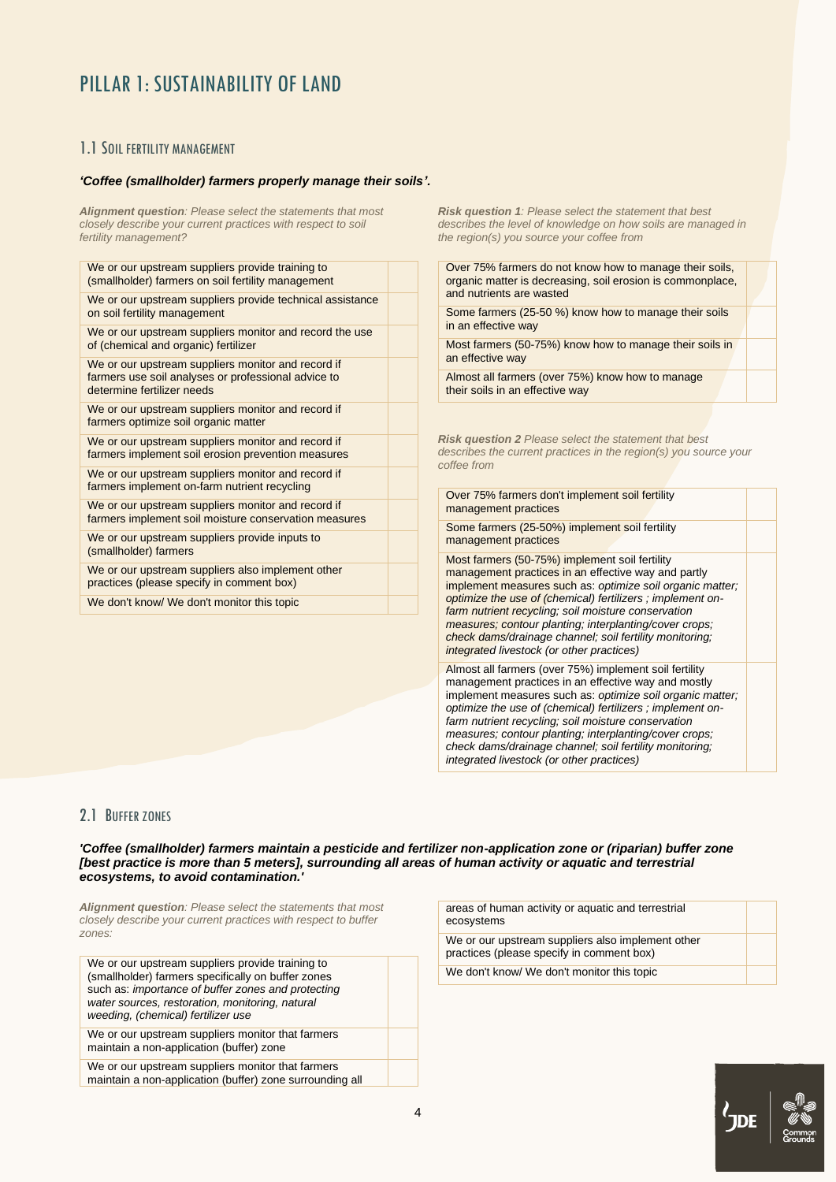# PILLAR 1: SUSTAINABILITY OF LAND

## 1.1 Soil fertility management

***'Coffee (smallholder) farmers properly manage their soils'.***

***Alignment question**: Please select the statements that most closely describe your current practices with respect to soil fertility management?*

| | |
|---|---|
| We or our upstream suppliers provide training to (smallholder) farmers on soil fertility management | |
| We or our upstream suppliers provide technical assistance on soil fertility management | |
| We or our upstream suppliers monitor and record the use of (chemical and organic) fertilizer | |
| We or our upstream suppliers monitor and record if farmers use soil analyses or professional advice to determine fertilizer needs | |
| We or our upstream suppliers monitor and record if farmers optimize soil organic matter | |
| We or our upstream suppliers monitor and record if farmers implement soil erosion prevention measures | |
| We or our upstream suppliers monitor and record if farmers implement on-farm nutrient recycling | |
| We or our upstream suppliers monitor and record if farmers implement soil moisture conservation measures | |
| We or our upstream suppliers provide inputs to (smallholder) farmers | |
| We or our upstream suppliers also implement other practices (please specify in comment box) | |
| We don't know/ We don't monitor this topic | |

***Risk question 1**: Please select the statement that best describes the level of knowledge on how soils are managed in the region(s) you source your coffee from*

| | |
|---|---|
| Over 75% farmers do not know how to manage their soils, organic matter is decreasing, soil erosion is commonplace, and nutrients are wasted | |
| Some farmers (25-50 %) know how to manage their soils in an effective way | |
| Most farmers (50-75%) know how to manage their soils in an effective way | |
| Almost all farmers (over 75%) know how to manage their soils in an effective way | |

***Risk question 2** Please select the statement that best describes the current practices in the region(s) you source your coffee from*

| | |
|---|---|
| Over 75% farmers don't implement soil fertility management practices | |
| Some farmers (25-50%) implement soil fertility management practices | |
| Most farmers (50-75%) implement soil fertility management practices in an effective way and partly implement measures such as: *optimize soil organic matter; optimize the use of (chemical) fertilizers ; implement on-farm nutrient recycling; soil moisture conservation measures; contour planting; interplanting/cover crops; check dams/drainage channel; soil fertility monitoring; integrated livestock (or other practices)* | |
| Almost all farmers (over 75%) implement soil fertility management practices in an effective way and mostly implement measures such as: *optimize soil organic matter; optimize the use of (chemical) fertilizers ; implement on-farm nutrient recycling; soil moisture conservation measures; contour planting; interplanting/cover crops; check dams/drainage channel; soil fertility monitoring; integrated livestock (or other practices)* | |

## 2.1 Buffer zones

***'Coffee (smallholder) farmers maintain a pesticide and fertilizer non-application zone or (riparian) buffer zone [best practice is more than 5 meters], surrounding all areas of human activity or aquatic and terrestrial ecosystems, to avoid contamination.'***

***Alignment question**: Please select the statements that most closely describe your current practices with respect to buffer zones:*

| | |
|---|---|
| We or our upstream suppliers provide training to (smallholder) farmers specifically on buffer zones such as: *importance of buffer zones and protecting water sources, restoration, monitoring, natural weeding, (chemical) fertilizer use* | |
| We or our upstream suppliers monitor that farmers maintain a non-application (buffer) zone | |
| We or our upstream suppliers monitor that farmers maintain a non-application (buffer) zone surrounding all areas of human activity or aquatic and terrestrial ecosystems | |
| We or our upstream suppliers also implement other practices (please specify in comment box) | |
| We don't know/ We don't monitor this topic | |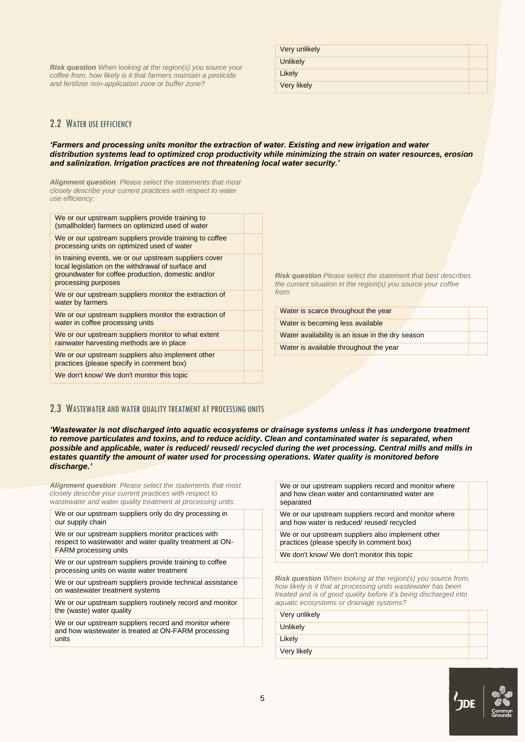***Risk question*** *When looking at the region(s) you source your coffee from, how likely is it that farmers maintain a pesticide and fertilizer non-application zone or buffer zone?*

| | |
|---|---|
| Very unlikely | |
| Unlikely | |
| Likely | |
| Very likely | |

## 2.2 Water use efficiency

***'Farmers and processing units monitor the extraction of water. Existing and new irrigation and water distribution systems lead to optimized crop productivity while minimizing the strain on water resources, erosion and salinization. Irrigation practices are not threatening local water security.'***

***Alignment question****: Please select the statements that most closely describe your current practices with respect to water use efficiency:*

| | |
|---|---|
| We or our upstream suppliers provide training to (smallholder) farmers on optimized used of water | |
| We or our upstream suppliers provide training to coffee processing units on optimized used of water | |
| In training events, we or our upstream suppliers cover local legislation on the withdrawal of surface and groundwater for coffee production, domestic and/or processing purposes | |
| We or our upstream suppliers monitor the extraction of water by farmers | |
| We or our upstream suppliers monitor the extraction of water in coffee processing units | |
| We or our upstream suppliers monitor to what extent rainwater harvesting methods are in place | |
| We or our upstream suppliers also implement other practices (please specify in comment box) | |
| We don't know/ We don't monitor this topic | |

***Risk question*** *Please select the statement that best describes the current situation in the region(s) you source your coffee from:*

| | |
|---|---|
| Water is scarce throughout the year | |
| Water is becoming less available | |
| Water availability is an issue in the dry season | |
| Water is available throughout the year | |

## 2.3 Wastewater and water quality treatment at processing units

***'Wastewater is not discharged into aquatic ecosystems or drainage systems unless it has undergone treatment to remove particulates and toxins, and to reduce acidity. Clean and contaminated water is separated, when possible and applicable, water is reduced/ reused/ recycled during the wet processing. Central mills and mills in estates quantify the amount of water used for processing operations. Water quality is monitored before discharge.'***

***Alignment question****: Please select the statements that most closely describe your current practices with respect to wastewater and water quality treatment at processing units:*

| | |
|---|---|
| We or our upstream suppliers only do dry processing in our supply chain | |
| We or our upstream suppliers monitor practices with respect to wastewater and water quality treatment at ON-FARM processing units | |
| We or our upstream suppliers provide training to coffee processing units on waste water treatment | |
| We or our upstream suppliers provide technical assistance on wastewater treatment systems | |
| We or our upstream suppliers routinely record and monitor the (waste) water quality | |
| We or our upstream suppliers record and monitor where and how wastewater is treated at ON-FARM processing units | |
| We or our upstream suppliers record and monitor where and how clean water and contaminated water are separated | |
| We or our upstream suppliers record and monitor where and how water is reduced/ reused/ recycled | |
| We or our upstream suppliers also implement other practices (please specify in comment box) | |
| We don't know/ We don't monitor this topic | |

***Risk question*** *When looking at the region(s) you source from, how likely is it that at processing units wastewater has been treated and is of good quality before it's being discharged into aquatic ecosystems or drainage systems?*

| | |
|---|---|
| Very unlikely | |
| Unlikely | |
| Likely | |
| Very likely | |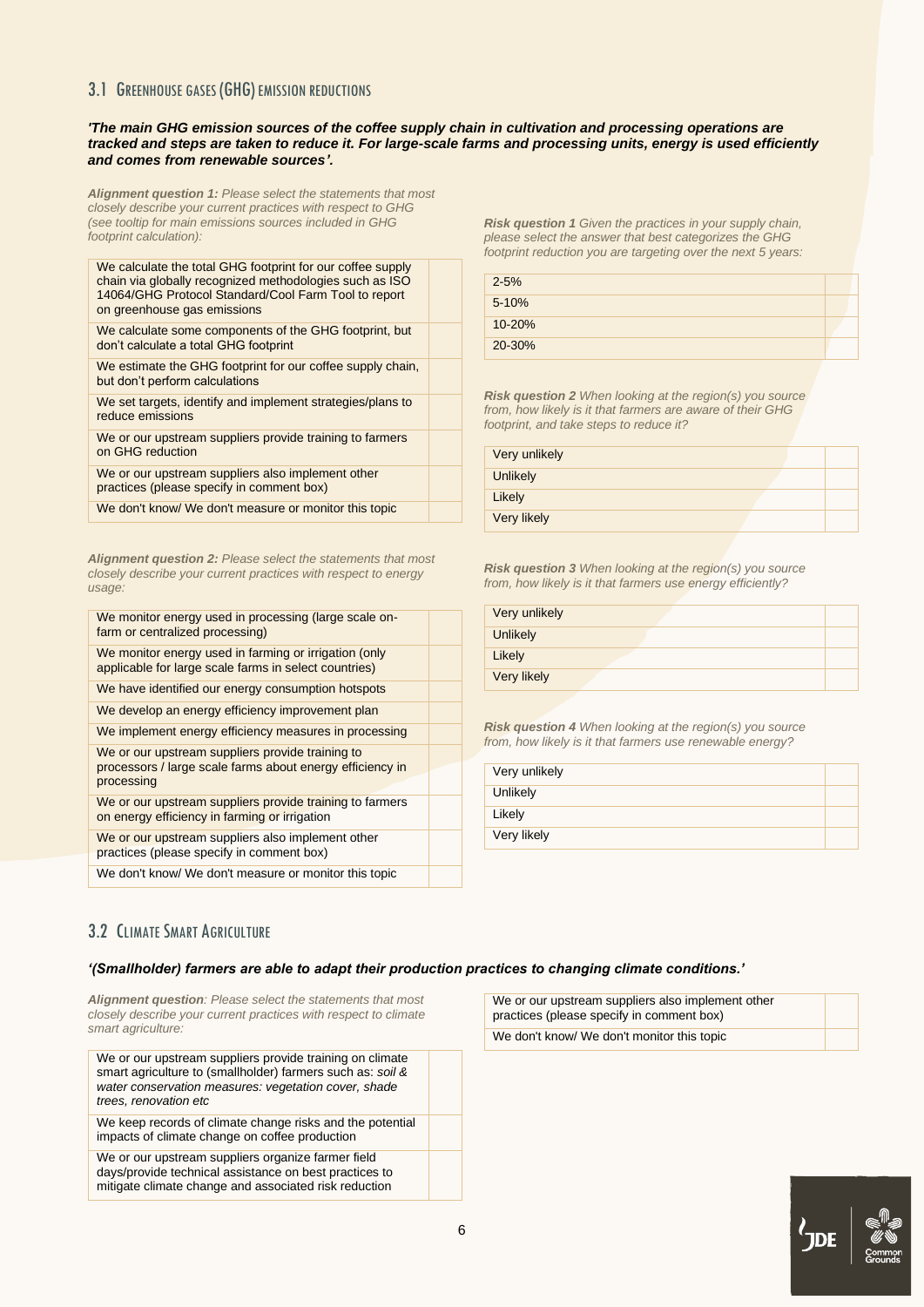## 3.1 Greenhouse gases (GHG) emission reductions

***'The main GHG emission sources of the coffee supply chain in cultivation and processing operations are tracked and steps are taken to reduce it. For large-scale farms and processing units, energy is used efficiently and comes from renewable sources'.***

***Alignment question 1:*** *Please select the statements that most closely describe your current practices with respect to GHG (see tooltip for main emissions sources included in GHG footprint calculation):*

| | |
|---|---|
| We calculate the total GHG footprint for our coffee supply chain via globally recognized methodologies such as ISO 14064/GHG Protocol Standard/Cool Farm Tool to report on greenhouse gas emissions | |
| We calculate some components of the GHG footprint, but don't calculate a total GHG footprint | |
| We estimate the GHG footprint for our coffee supply chain, but don't perform calculations | |
| We set targets, identify and implement strategies/plans to reduce emissions | |
| We or our upstream suppliers provide training to farmers on GHG reduction | |
| We or our upstream suppliers also implement other practices (please specify in comment box) | |
| We don't know/ We don't measure or monitor this topic | |

***Alignment question 2:*** *Please select the statements that most closely describe your current practices with respect to energy usage:*

| | |
|---|---|
| We monitor energy used in processing (large scale on-farm or centralized processing) | |
| We monitor energy used in farming or irrigation (only applicable for large scale farms in select countries) | |
| We have identified our energy consumption hotspots | |
| We develop an energy efficiency improvement plan | |
| We implement energy efficiency measures in processing | |
| We or our upstream suppliers provide training to processors / large scale farms about energy efficiency in processing | |
| We or our upstream suppliers provide training to farmers on energy efficiency in farming or irrigation | |
| We or our upstream suppliers also implement other practices (please specify in comment box) | |
| We don't know/ We don't measure or monitor this topic | |

***Risk question 1*** *Given the practices in your supply chain, please select the answer that best categorizes the GHG footprint reduction you are targeting over the next 5 years:*

| | |
|---|---|
| 2-5% | |
| 5-10% | |
| 10-20% | |
| 20-30% | |

***Risk question 2*** *When looking at the region(s) you source from, how likely is it that farmers are aware of their GHG footprint, and take steps to reduce it?*

| | |
|---|---|
| Very unlikely | |
| Unlikely | |
| Likely | |
| Very likely | |

***Risk question 3*** *When looking at the region(s) you source from, how likely is it that farmers use energy efficiently?*

| | |
|---|---|
| Very unlikely | |
| Unlikely | |
| Likely | |
| Very likely | |

***Risk question 4*** *When looking at the region(s) you source from, how likely is it that farmers use renewable energy?*

| | |
|---|---|
| Very unlikely | |
| Unlikely | |
| Likely | |
| Very likely | |

## 3.2 Climate Smart Agriculture

***'(Smallholder) farmers are able to adapt their production practices to changing climate conditions.'***

***Alignment question****: Please select the statements that most closely describe your current practices with respect to climate smart agriculture:*

| | |
|---|---|
| We or our upstream suppliers provide training on climate smart agriculture to (smallholder) farmers such as: *soil & water conservation measures: vegetation cover, shade trees, renovation etc* | |
| We keep records of climate change risks and the potential impacts of climate change on coffee production | |
| We or our upstream suppliers organize farmer field days/provide technical assistance on best practices to mitigate climate change and associated risk reduction | |
| We or our upstream suppliers also implement other practices (please specify in comment box) | |
| We don't know/ We don't monitor this topic | |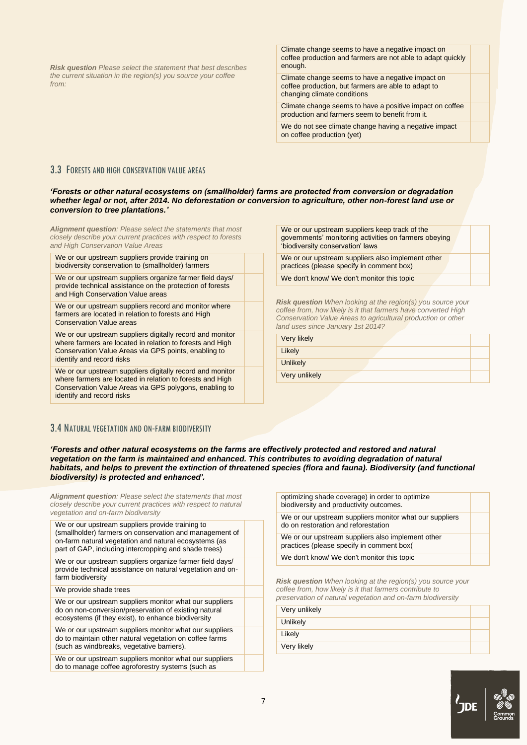***Risk question*** *Please select the statement that best describes the current situation in the region(s) you source your coffee from:*

| | |
|---|---|
| Climate change seems to have a negative impact on coffee production and farmers are not able to adapt quickly enough. | |
| Climate change seems to have a negative impact on coffee production, but farmers are able to adapt to changing climate conditions | |
| Climate change seems to have a positive impact on coffee production and farmers seem to benefit from it. | |
| We do not see climate change having a negative impact on coffee production (yet) | |

## 3.3 Forests and High Conservation Value Areas

***'Forests or other natural ecosystems on (smallholder) farms are protected from conversion or degradation whether legal or not, after 2014. No deforestation or conversion to agriculture, other non-forest land use or conversion to tree plantations.'***

***Alignment question****: Please select the statements that most closely describe your current practices with respect to forests and High Conservation Value Areas*

| | |
|---|---|
| We or our upstream suppliers provide training on biodiversity conservation to (smallholder) farmers | |
| We or our upstream suppliers organize farmer field days/ provide technical assistance on the protection of forests and High Conservation Value areas | |
| We or our upstream suppliers record and monitor where farmers are located in relation to forests and High Conservation Value areas | |
| We or our upstream suppliers digitally record and monitor where farmers are located in relation to forests and High Conservation Value Areas via GPS points, enabling to identify and record risks | |
| We or our upstream suppliers digitally record and monitor where farmers are located in relation to forests and High Conservation Value Areas via GPS polygons, enabling to identify and record risks | |
| We or our upstream suppliers keep track of the governments' monitoring activities on farmers obeying 'biodiversity conservation' laws | |
| We or our upstream suppliers also implement other practices (please specify in comment box) | |
| We don't know/ We don't monitor this topic | |

***Risk question*** *When looking at the region(s) you source your coffee from, how likely is it that farmers have converted High Conservation Value Areas to agricultural production or other land uses since January 1st 2014?*

| | |
|---|---|
| Very likely | |
| Likely | |
| Unlikely | |
| Very unlikely | |

## 3.4 Natural vegetation and on-farm biodiversity

***'Forests and other natural ecosystems on the farms are effectively protected and restored and natural vegetation on the farm is maintained and enhanced. This contributes to avoiding degradation of natural habitats, and helps to prevent the extinction of threatened species (flora and fauna). Biodiversity (and functional biodiversity) is protected and enhanced'.***

***Alignment question****: Please select the statements that most closely describe your current practices with respect to natural vegetation and on-farm biodiversity*

| | |
|---|---|
| We or our upstream suppliers provide training to (smallholder) farmers on conservation and management of on-farm natural vegetation and natural ecosystems (as part of GAP, including intercropping and shade trees) | |
| We or our upstream suppliers organize farmer field days/ provide technical assistance on natural vegetation and on-farm biodiversity | |
| We provide shade trees | |
| We or our upstream suppliers monitor what our suppliers do on non-conversion/preservation of existing natural ecosystems (if they exist), to enhance biodiversity | |
| We or our upstream suppliers monitor what our suppliers do to maintain other natural vegetation on coffee farms (such as windbreaks, vegetative barriers). | |
| We or our upstream suppliers monitor what our suppliers do to manage coffee agroforestry systems (such as optimizing shade coverage) in order to optimize biodiversity and productivity outcomes. | |
| We or our upstream suppliers monitor what our suppliers do on restoration and reforestation | |
| We or our upstream suppliers also implement other practices (please specify in comment box( | |
| We don't know/ We don't monitor this topic | |

***Risk question*** *When looking at the region(s) you source your coffee from, how likely is it that farmers contribute to preservation of natural vegetation and on-farm biodiversity*

| | |
|---|---|
| Very unlikely | |
| Unlikely | |
| Likely | |
| Very likely | |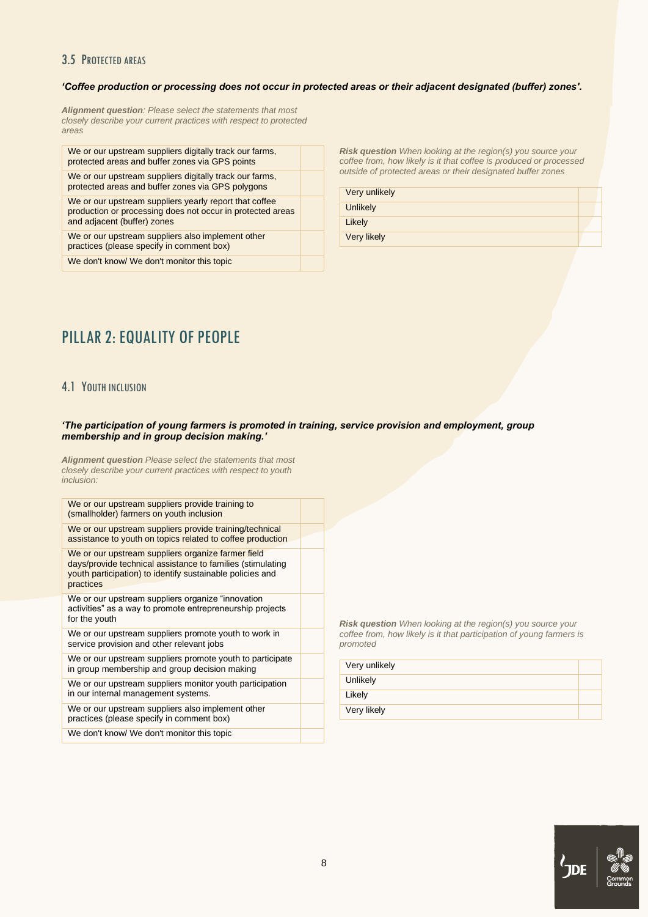### 3.5 Protected areas

***'Coffee production or processing does not occur in protected areas or their adjacent designated (buffer) zones'.***

***Alignment question**: Please select the statements that most closely describe your current practices with respect to protected areas*

| | |
|---|---|
| We or our upstream suppliers digitally track our farms, protected areas and buffer zones via GPS points | |
| We or our upstream suppliers digitally track our farms, protected areas and buffer zones via GPS polygons | |
| We or our upstream suppliers yearly report that coffee production or processing does not occur in protected areas and adjacent (buffer) zones | |
| We or our upstream suppliers also implement other practices (please specify in comment box) | |
| We don't know/ We don't monitor this topic | |

***Risk question** When looking at the region(s) you source your coffee from, how likely is it that coffee is produced or processed outside of protected areas or their designated buffer zones*

| | |
|---|---|
| Very unlikely | |
| Unlikely | |
| Likely | |
| Very likely | |

# PILLAR 2: EQUALITY OF PEOPLE

### 4.1 Youth inclusion

***'The participation of young farmers is promoted in training, service provision and employment, group membership and in group decision making.'***

***Alignment question** Please select the statements that most closely describe your current practices with respect to youth inclusion:*

| | |
|---|---|
| We or our upstream suppliers provide training to (smallholder) farmers on youth inclusion | |
| We or our upstream suppliers provide training/technical assistance to youth on topics related to coffee production | |
| We or our upstream suppliers organize farmer field days/provide technical assistance to families (stimulating youth participation) to identify sustainable policies and practices | |
| We or our upstream suppliers organize "innovation activities" as a way to promote entrepreneurship projects for the youth | |
| We or our upstream suppliers promote youth to work in service provision and other relevant jobs | |
| We or our upstream suppliers promote youth to participate in group membership and group decision making | |
| We or our upstream suppliers monitor youth participation in our internal management systems. | |
| We or our upstream suppliers also implement other practices (please specify in comment box) | |
| We don't know/ We don't monitor this topic | |

***Risk question** When looking at the region(s) you source your coffee from, how likely is it that participation of young farmers is promoted*

| | |
|---|---|
| Very unlikely | |
| Unlikely | |
| Likely | |
| Very likely | |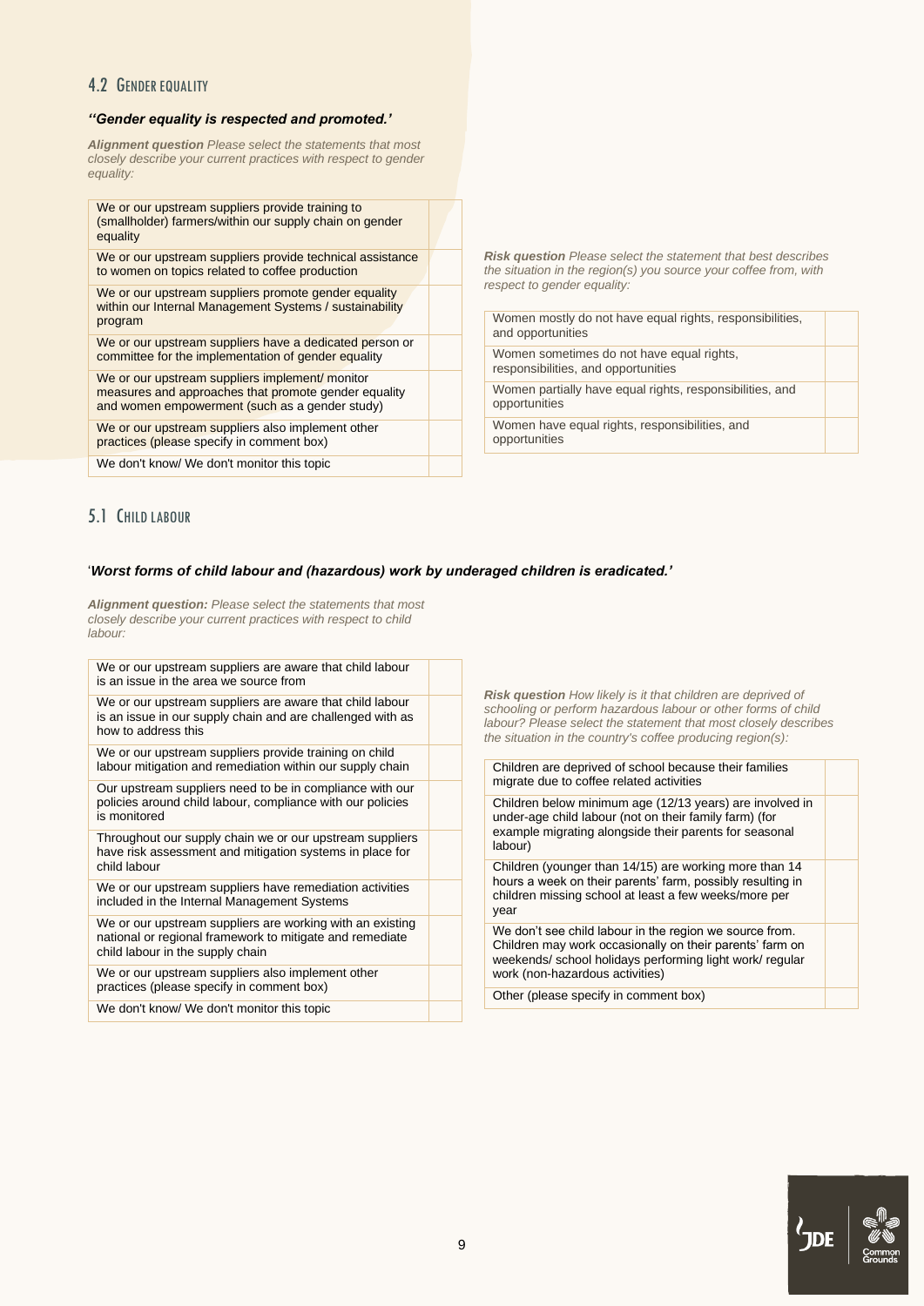## 4.2 Gender equality

***''Gender equality is respected and promoted.'***

***Alignment question*** *Please select the statements that most closely describe your current practices with respect to gender equality:*

| | |
|---|---|
| We or our upstream suppliers provide training to (smallholder) farmers/within our supply chain on gender equality | |
| We or our upstream suppliers provide technical assistance to women on topics related to coffee production | |
| We or our upstream suppliers promote gender equality within our Internal Management Systems / sustainability program | |
| We or our upstream suppliers have a dedicated person or committee for the implementation of gender equality | |
| We or our upstream suppliers implement/ monitor measures and approaches that promote gender equality and women empowerment (such as a gender study) | |
| We or our upstream suppliers also implement other practices (please specify in comment box) | |
| We don't know/ We don't monitor this topic | |

***Risk question*** *Please select the statement that best describes the situation in the region(s) you source your coffee from, with respect to gender equality:*

| | |
|---|---|
| Women mostly do not have equal rights, responsibilities, and opportunities | |
| Women sometimes do not have equal rights, responsibilities, and opportunities | |
| Women partially have equal rights, responsibilities, and opportunities | |
| Women have equal rights, responsibilities, and opportunities | |

## 5.1 Child labour

'***Worst forms of child labour and (hazardous) work by underaged children is eradicated.'***

***Alignment question:*** *Please select the statements that most closely describe your current practices with respect to child labour:*

| | |
|---|---|
| We or our upstream suppliers are aware that child labour is an issue in the area we source from | |
| We or our upstream suppliers are aware that child labour is an issue in our supply chain and are challenged with as how to address this | |
| We or our upstream suppliers provide training on child labour mitigation and remediation within our supply chain | |
| Our upstream suppliers need to be in compliance with our policies around child labour, compliance with our policies is monitored | |
| Throughout our supply chain we or our upstream suppliers have risk assessment and mitigation systems in place for child labour | |
| We or our upstream suppliers have remediation activities included in the Internal Management Systems | |
| We or our upstream suppliers are working with an existing national or regional framework to mitigate and remediate child labour in the supply chain | |
| We or our upstream suppliers also implement other practices (please specify in comment box) | |
| We don't know/ We don't monitor this topic | |

***Risk question*** *How likely is it that children are deprived of schooling or perform hazardous labour or other forms of child labour? Please select the statement that most closely describes the situation in the country's coffee producing region(s):*

| | |
|---|---|
| Children are deprived of school because their families migrate due to coffee related activities | |
| Children below minimum age (12/13 years) are involved in under-age child labour (not on their family farm) (for example migrating alongside their parents for seasonal labour) | |
| Children (younger than 14/15) are working more than 14 hours a week on their parents' farm, possibly resulting in children missing school at least a few weeks/more per year | |
| We don't see child labour in the region we source from. Children may work occasionally on their parents' farm on weekends/ school holidays performing light work/ regular work (non-hazardous activities) | |
| Other (please specify in comment box) | |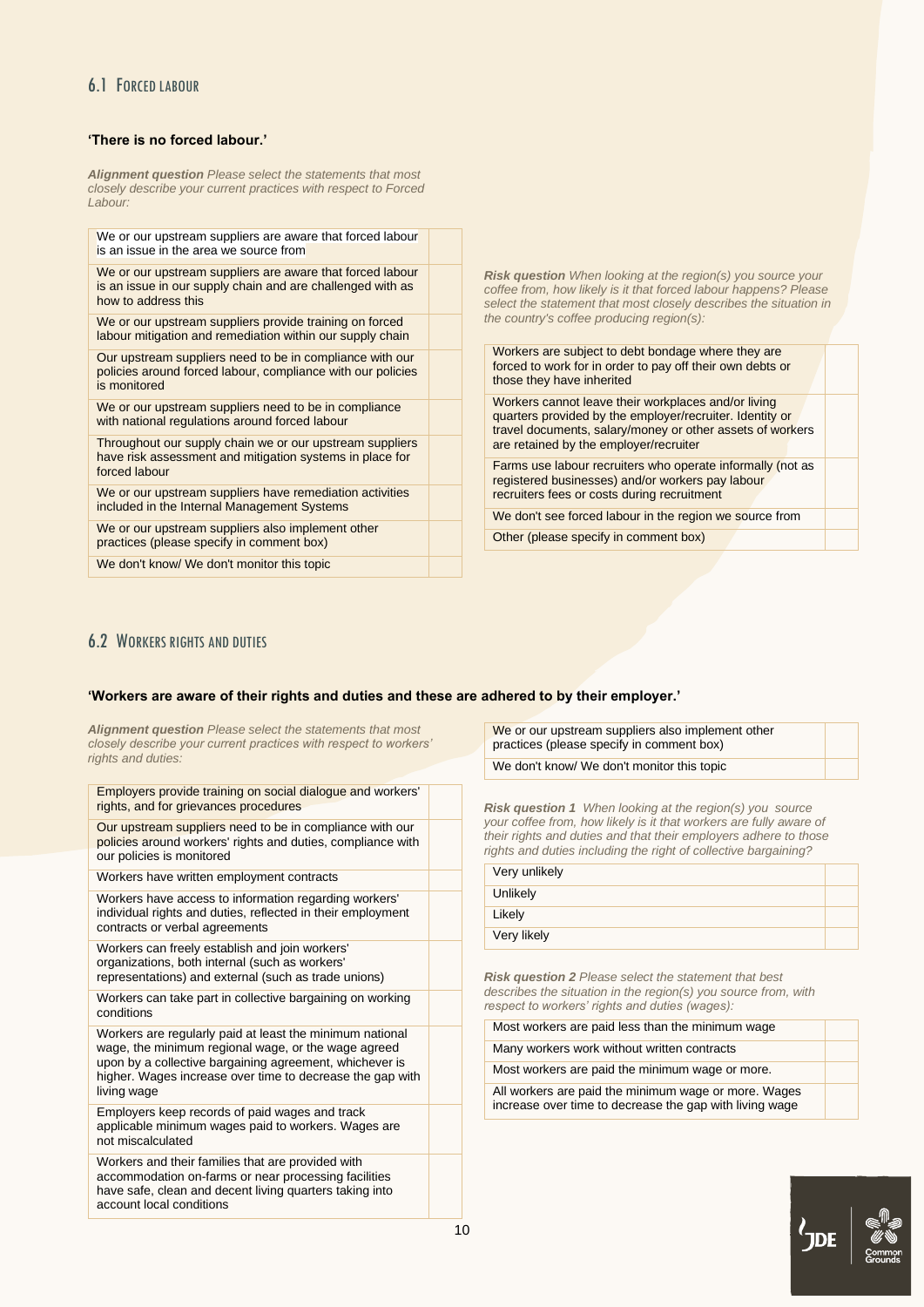## 6.1 Forced labour

**'There is no forced labour.'**

***Alignment question*** *Please select the statements that most closely describe your current practices with respect to Forced Labour:*

| | |
|---|---|
| We or our upstream suppliers are aware that forced labour is an issue in the area we source from | |
| We or our upstream suppliers are aware that forced labour is an issue in our supply chain and are challenged with as how to address this | |
| We or our upstream suppliers provide training on forced labour mitigation and remediation within our supply chain | |
| Our upstream suppliers need to be in compliance with our policies around forced labour, compliance with our policies is monitored | |
| We or our upstream suppliers need to be in compliance with national regulations around forced labour | |
| Throughout our supply chain we or our upstream suppliers have risk assessment and mitigation systems in place for forced labour | |
| We or our upstream suppliers have remediation activities included in the Internal Management Systems | |
| We or our upstream suppliers also implement other practices (please specify in comment box) | |
| We don't know/ We don't monitor this topic | |

***Risk question*** *When looking at the region(s) you source your coffee from, how likely is it that forced labour happens? Please select the statement that most closely describes the situation in the country's coffee producing region(s):*

| | |
|---|---|
| Workers are subject to debt bondage where they are forced to work for in order to pay off their own debts or those they have inherited | |
| Workers cannot leave their workplaces and/or living quarters provided by the employer/recruiter. Identity or travel documents, salary/money or other assets of workers are retained by the employer/recruiter | |
| Farms use labour recruiters who operate informally (not as registered businesses) and/or workers pay labour recruiters fees or costs during recruitment | |
| We don't see forced labour in the region we source from | |
| Other (please specify in comment box) | |

## 6.2 Workers rights and duties

**'Workers are aware of their rights and duties and these are adhered to by their employer.'**

***Alignment question*** *Please select the statements that most closely describe your current practices with respect to workers' rights and duties:*

| | |
|---|---|
| Employers provide training on social dialogue and workers' rights, and for grievances procedures | |
| Our upstream suppliers need to be in compliance with our policies around workers' rights and duties, compliance with our policies is monitored | |
| Workers have written employment contracts | |
| Workers have access to information regarding workers' individual rights and duties, reflected in their employment contracts or verbal agreements | |
| Workers can freely establish and join workers' organizations, both internal (such as workers' representations) and external (such as trade unions) | |
| Workers can take part in collective bargaining on working conditions | |
| Workers are regularly paid at least the minimum national wage, the minimum regional wage, or the wage agreed upon by a collective bargaining agreement, whichever is higher. Wages increase over time to decrease the gap with living wage | |
| Employers keep records of paid wages and track applicable minimum wages paid to workers. Wages are not miscalculated | |
| Workers and their families that are provided with accommodation on-farms or near processing facilities have safe, clean and decent living quarters taking into account local conditions | |
| We or our upstream suppliers also implement other practices (please specify in comment box) | |
| We don't know/ We don't monitor this topic | |

***Risk question 1*** *When looking at the region(s) you source your coffee from, how likely is it that workers are fully aware of their rights and duties and that their employers adhere to those rights and duties including the right of collective bargaining?*

| | |
|---|---|
| Very unlikely | |
| Unlikely | |
| Likely | |
| Very likely | |

***Risk question 2*** *Please select the statement that best describes the situation in the region(s) you source from, with respect to workers' rights and duties (wages):*

| | |
|---|---|
| Most workers are paid less than the minimum wage | |
| Many workers work without written contracts | |
| Most workers are paid the minimum wage or more. | |
| All workers are paid the minimum wage or more. Wages increase over time to decrease the gap with living wage | |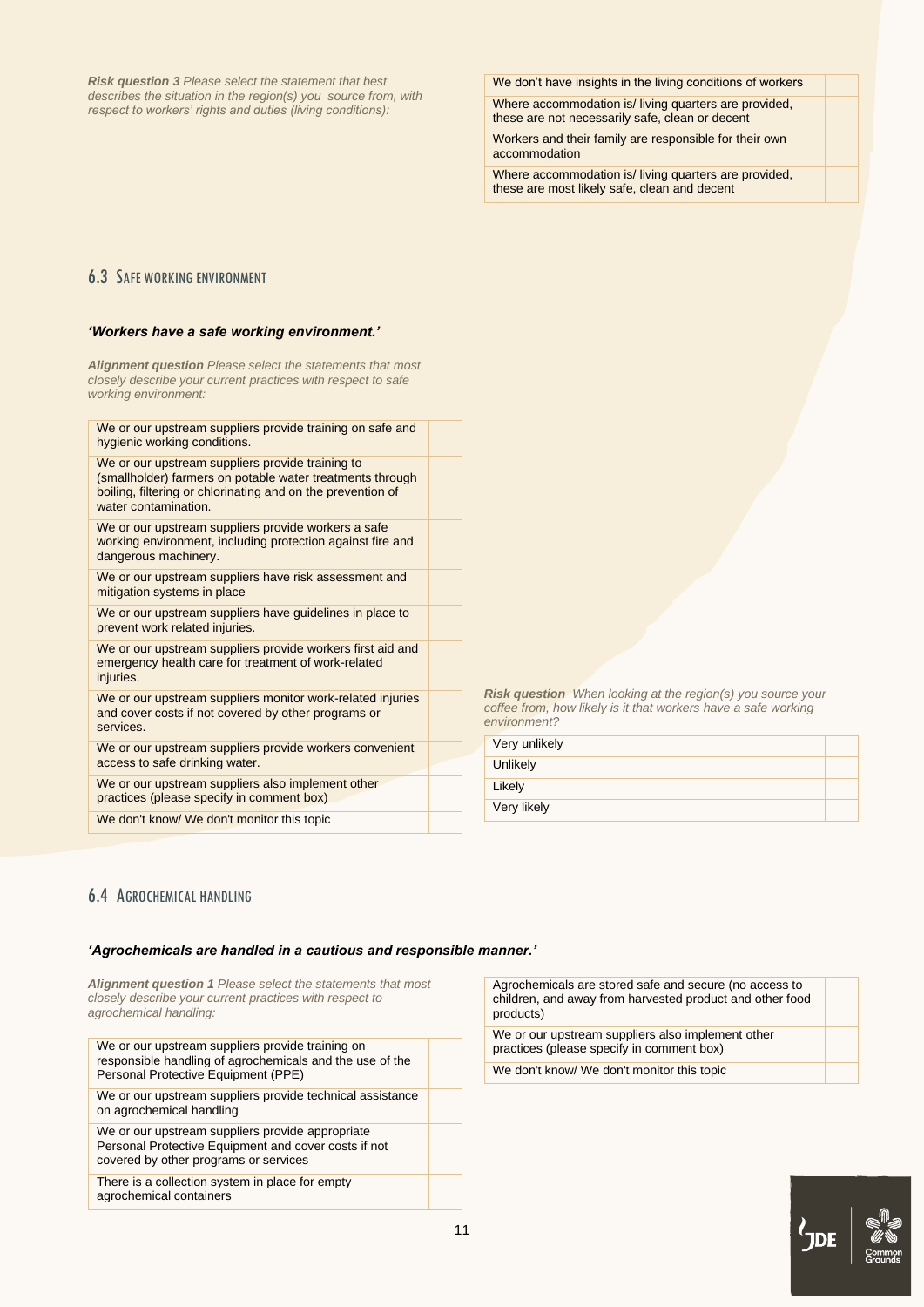***Risk question 3*** *Please select the statement that best describes the situation in the region(s) you source from, with respect to workers' rights and duties (living conditions):*

| | |
|---|---|
| We don't have insights in the living conditions of workers | |
| Where accommodation is/ living quarters are provided, these are not necessarily safe, clean or decent | |
| Workers and their family are responsible for their own accommodation | |
| Where accommodation is/ living quarters are provided, these are most likely safe, clean and decent | |

## 6.3 Safe working environment

***'Workers have a safe working environment.'***

***Alignment question*** *Please select the statements that most closely describe your current practices with respect to safe working environment:*

| | |
|---|---|
| We or our upstream suppliers provide training on safe and hygienic working conditions. | |
| We or our upstream suppliers provide training to (smallholder) farmers on potable water treatments through boiling, filtering or chlorinating and on the prevention of water contamination. | |
| We or our upstream suppliers provide workers a safe working environment, including protection against fire and dangerous machinery. | |
| We or our upstream suppliers have risk assessment and mitigation systems in place | |
| We or our upstream suppliers have guidelines in place to prevent work related injuries. | |
| We or our upstream suppliers provide workers first aid and emergency health care for treatment of work-related injuries. | |
| We or our upstream suppliers monitor work-related injuries and cover costs if not covered by other programs or services. | |
| We or our upstream suppliers provide workers convenient access to safe drinking water. | |
| We or our upstream suppliers also implement other practices (please specify in comment box) | |
| We don't know/ We don't monitor this topic | |

***Risk question*** *When looking at the region(s) you source your coffee from, how likely is it that workers have a safe working environment?*

| | |
|---|---|
| Very unlikely | |
| Unlikely | |
| Likely | |
| Very likely | |

## 6.4 Agrochemical handling

***'Agrochemicals are handled in a cautious and responsible manner.'***

***Alignment question 1*** *Please select the statements that most closely describe your current practices with respect to agrochemical handling:*

| | |
|---|---|
| We or our upstream suppliers provide training on responsible handling of agrochemicals and the use of the Personal Protective Equipment (PPE) | |
| We or our upstream suppliers provide technical assistance on agrochemical handling | |
| We or our upstream suppliers provide appropriate Personal Protective Equipment and cover costs if not covered by other programs or services | |
| There is a collection system in place for empty agrochemical containers | |
| Agrochemicals are stored safe and secure (no access to children, and away from harvested product and other food products) | |
| We or our upstream suppliers also implement other practices (please specify in comment box) | |
| We don't know/ We don't monitor this topic | |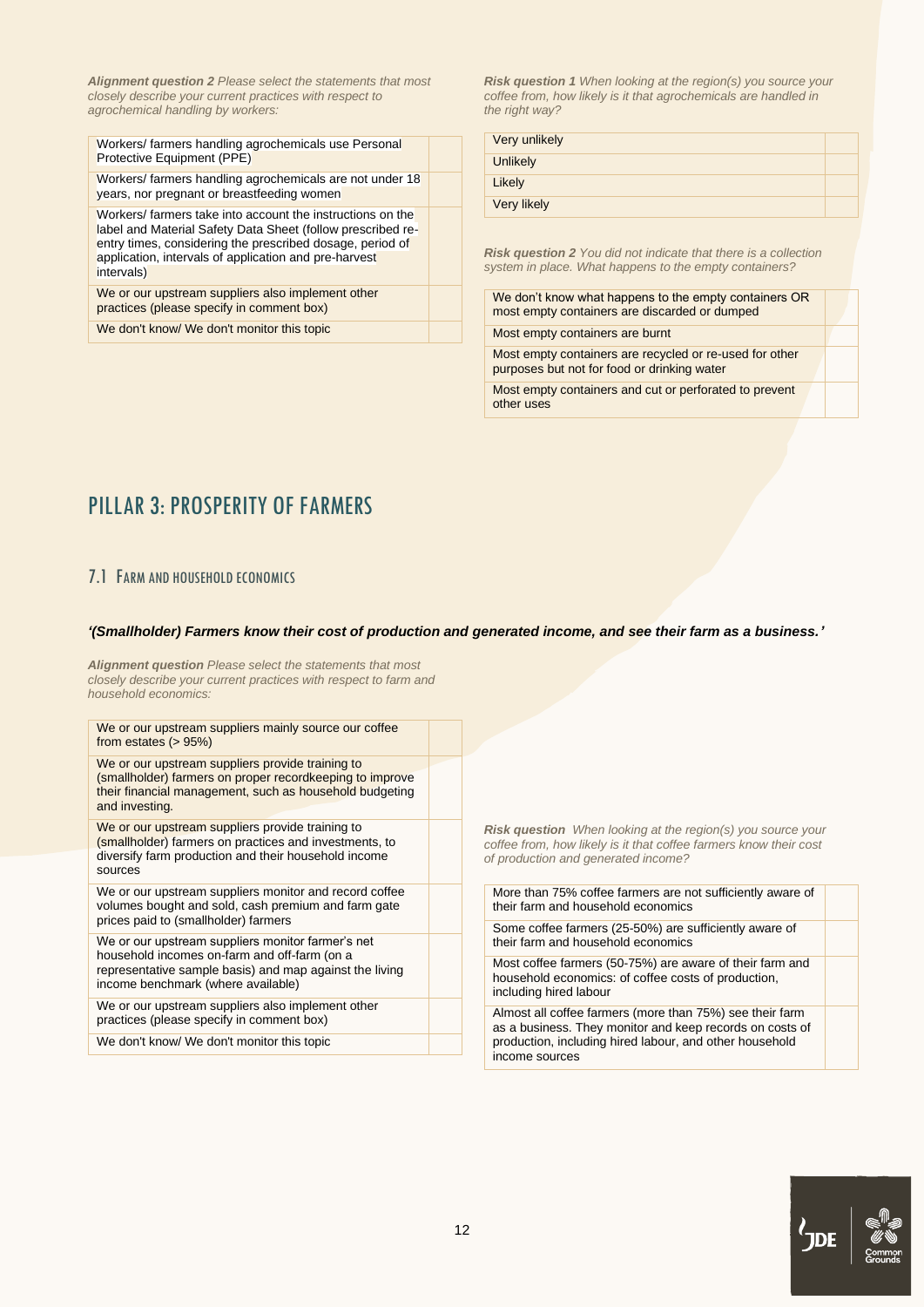***Alignment question 2*** *Please select the statements that most closely describe your current practices with respect to agrochemical handling by workers:*

| | |
|---|---|
| Workers/ farmers handling agrochemicals use Personal Protective Equipment (PPE) | |
| Workers/ farmers handling agrochemicals are not under 18 years, nor pregnant or breastfeeding women | |
| Workers/ farmers take into account the instructions on the label and Material Safety Data Sheet (follow prescribed re-entry times, considering the prescribed dosage, period of application, intervals of application and pre-harvest intervals) | |
| We or our upstream suppliers also implement other practices (please specify in comment box) | |
| We don't know/ We don't monitor this topic | |

***Risk question 1*** *When looking at the region(s) you source your coffee from, how likely is it that agrochemicals are handled in the right way?*

| | |
|---|---|
| Very unlikely | |
| Unlikely | |
| Likely | |
| Very likely | |

***Risk question 2*** *You did not indicate that there is a collection system in place. What happens to the empty containers?*

| | |
|---|---|
| We don't know what happens to the empty containers OR most empty containers are discarded or dumped | |
| Most empty containers are burnt | |
| Most empty containers are recycled or re-used for other purposes but not for food or drinking water | |
| Most empty containers and cut or perforated to prevent other uses | |

# PILLAR 3: PROSPERITY OF FARMERS

## 7.1 Farm and household economics

***'(Smallholder) Farmers know their cost of production and generated income, and see their farm as a business.'***

***Alignment question*** *Please select the statements that most closely describe your current practices with respect to farm and household economics:*

| | |
|---|---|
| We or our upstream suppliers mainly source our coffee from estates (> 95%) | |
| We or our upstream suppliers provide training to (smallholder) farmers on proper recordkeeping to improve their financial management, such as household budgeting and investing. | |
| We or our upstream suppliers provide training to (smallholder) farmers on practices and investments, to diversify farm production and their household income sources | |
| We or our upstream suppliers monitor and record coffee volumes bought and sold, cash premium and farm gate prices paid to (smallholder) farmers | |
| We or our upstream suppliers monitor farmer's net household incomes on-farm and off-farm (on a representative sample basis) and map against the living income benchmark (where available) | |
| We or our upstream suppliers also implement other practices (please specify in comment box) | |
| We don't know/ We don't monitor this topic | |

***Risk question*** *When looking at the region(s) you source your coffee from, how likely is it that coffee farmers know their cost of production and generated income?*

| | |
|---|---|
| More than 75% coffee farmers are not sufficiently aware of their farm and household economics | |
| Some coffee farmers (25-50%) are sufficiently aware of their farm and household economics | |
| Most coffee farmers (50-75%) are aware of their farm and household economics: of coffee costs of production, including hired labour | |
| Almost all coffee farmers (more than 75%) see their farm as a business. They monitor and keep records on costs of production, including hired labour, and other household income sources | |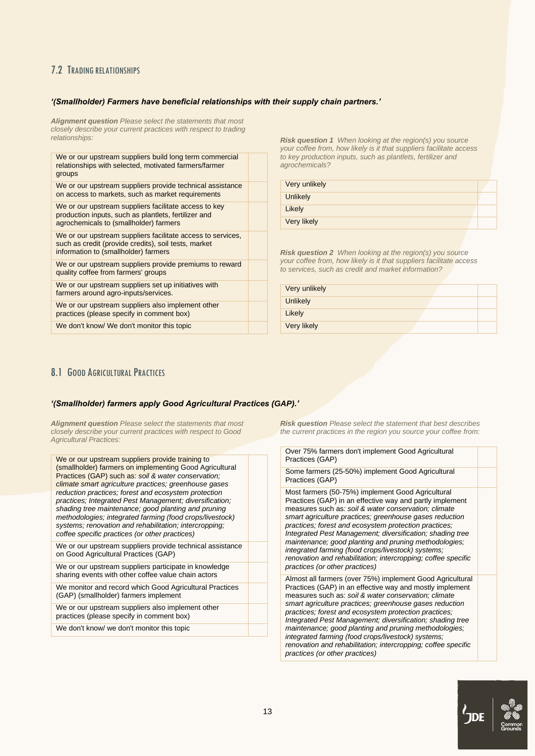## 7.2 Trading relationships

***'(Smallholder) Farmers have beneficial relationships with their supply chain partners.'***

***Alignment question*** *Please select the statements that most closely describe your current practices with respect to trading relationships:*

| | |
|---|---|
| We or our upstream suppliers build long term commercial relationships with selected, motivated farmers/farmer groups | |
| We or our upstream suppliers provide technical assistance on access to markets, such as market requirements | |
| We or our upstream suppliers facilitate access to key production inputs, such as plantlets, fertilizer and agrochemicals to (smallholder) farmers | |
| We or our upstream suppliers facilitate access to services, such as credit (provide credits), soil tests, market information to (smallholder) farmers | |
| We or our upstream suppliers provide premiums to reward quality coffee from farmers' groups | |
| We or our upstream suppliers set up initiatives with farmers around agro-inputs/services. | |
| We or our upstream suppliers also implement other practices (please specify in comment box) | |
| We don't know/ We don't monitor this topic | |

***Risk question 1*** *When looking at the region(s) you source your coffee from, how likely is it that suppliers facilitate access to key production inputs, such as plantlets, fertilizer and agrochemicals?*

| | |
|---|---|
| Very unlikely | |
| Unlikely | |
| Likely | |
| Very likely | |

***Risk question 2*** *When looking at the region(s) you source your coffee from, how likely is it that suppliers facilitate access to services, such as credit and market information?*

| | |
|---|---|
| Very unlikely | |
| Unlikely | |
| Likely | |
| Very likely | |

## 8.1 Good Agricultural Practices

***'(Smallholder) farmers apply Good Agricultural Practices (GAP).'***

***Alignment question*** *Please select the statements that most closely describe your current practices with respect to Good Agricultural Practices:*

| | |
|---|---|
| We or our upstream suppliers provide training to (smallholder) farmers on implementing Good Agricultural Practices (GAP) such as: *soil & water conservation; climate smart agriculture practices; greenhouse gases reduction practices; forest and ecosystem protection practices; Integrated Pest Management; diversification; shading tree maintenance; good planting and pruning methodologies; integrated farming (food crops/livestock) systems; renovation and rehabilitation; intercropping; coffee specific practices (or other practices)* | |
| We or our upstream suppliers provide technical assistance on Good Agricultural Practices (GAP) | |
| We or our upstream suppliers participate in knowledge sharing events with other coffee value chain actors | |
| We monitor and record which Good Agricultural Practices (GAP) (smallholder) farmers implement | |
| We or our upstream suppliers also implement other practices (please specify in comment box) | |
| We don't know/ we don't monitor this topic | |

***Risk question*** *Please select the statement that best describes the current practices in the region you source your coffee from:*

| | |
|---|---|
| Over 75% farmers don't implement Good Agricultural Practices (GAP) | |
| Some farmers (25-50%) implement Good Agricultural Practices (GAP) | |
| Most farmers (50-75%) implement Good Agricultural Practices (GAP) in an effective way and partly implement measures such as: *soil & water conservation; climate smart agriculture practices; greenhouse gases reduction practices; forest and ecosystem protection practices; Integrated Pest Management; diversification; shading tree maintenance; good planting and pruning methodologies; integrated farming (food crops/livestock) systems; renovation and rehabilitation; intercropping; coffee specific practices (or other practices)* | |
| Almost all farmers (over 75%) implement Good Agricultural Practices (GAP) in an effective way and mostly implement measures such as: *soil & water conservation; climate smart agriculture practices; greenhouse gases reduction practices; forest and ecosystem protection practices; Integrated Pest Management; diversification; shading tree maintenance; good planting and pruning methodologies; integrated farming (food crops/livestock) systems; renovation and rehabilitation; intercropping; coffee specific practices (or other practices)* | |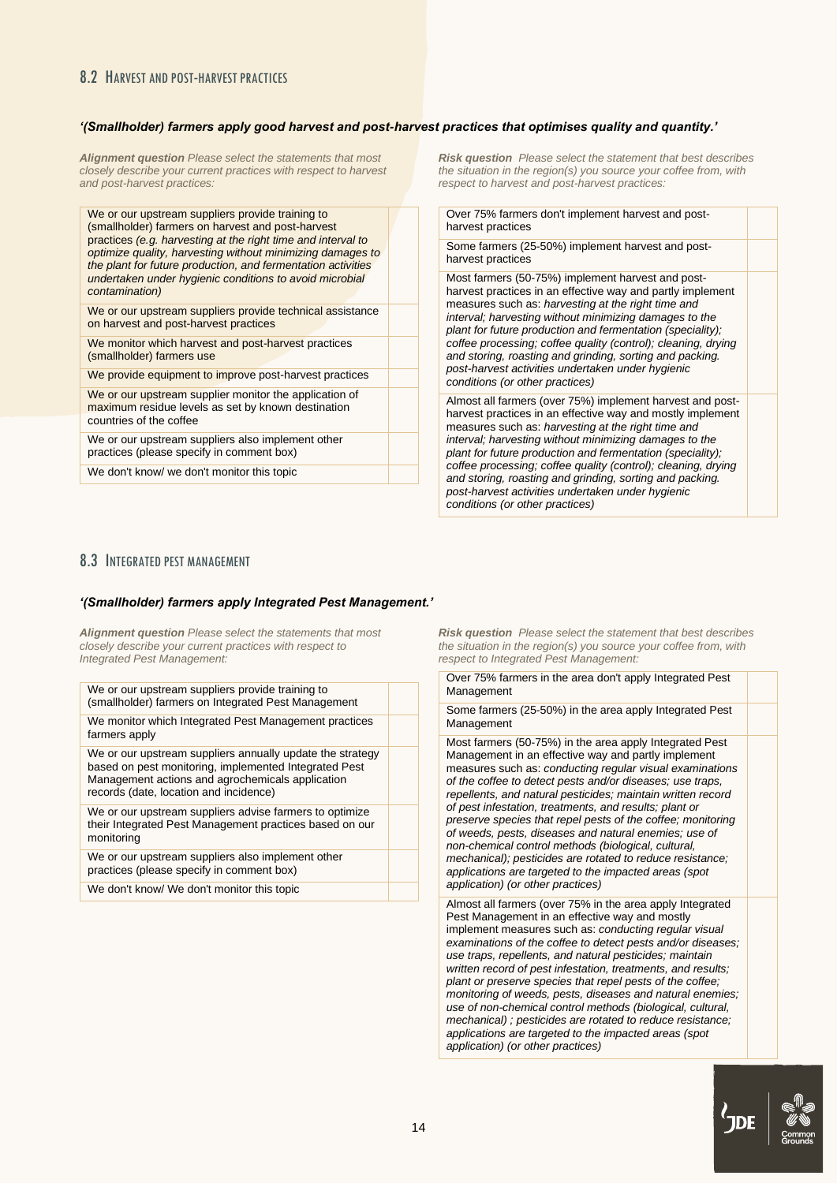## 8.2 Harvest and post-harvest practices

***'(Smallholder) farmers apply good harvest and post-harvest practices that optimises quality and quantity.'***

***Alignment question*** *Please select the statements that most closely describe your current practices with respect to harvest and post-harvest practices:*

| | |
|---|---|
| We or our upstream suppliers provide training to (smallholder) farmers on harvest and post-harvest practices *(e.g. harvesting at the right time and interval to optimize quality, harvesting without minimizing damages to the plant for future production, and fermentation activities undertaken under hygienic conditions to avoid microbial contamination)* | |
| We or our upstream suppliers provide technical assistance on harvest and post-harvest practices | |
| We monitor which harvest and post-harvest practices (smallholder) farmers use | |
| We provide equipment to improve post-harvest practices | |
| We or our upstream supplier monitor the application of maximum residue levels as set by known destination countries of the coffee | |
| We or our upstream suppliers also implement other practices (please specify in comment box) | |
| We don't know/ we don't monitor this topic | |

***Risk question*** *Please select the statement that best describes the situation in the region(s) you source your coffee from, with respect to harvest and post-harvest practices:*

| | |
|---|---|
| Over 75% farmers don't implement harvest and post-harvest practices | |
| Some farmers (25-50%) implement harvest and post-harvest practices | |
| Most farmers (50-75%) implement harvest and post-harvest practices in an effective way and partly implement measures such as: *harvesting at the right time and interval; harvesting without minimizing damages to the plant for future production and fermentation (speciality); coffee processing; coffee quality (control); cleaning, drying and storing, roasting and grinding, sorting and packing. post-harvest activities undertaken under hygienic conditions (or other practices)* | |
| Almost all farmers (over 75%) implement harvest and post-harvest practices in an effective way and mostly implement measures such as: *harvesting at the right time and interval; harvesting without minimizing damages to the plant for future production and fermentation (speciality); coffee processing; coffee quality (control); cleaning, drying and storing, roasting and grinding, sorting and packing. post-harvest activities undertaken under hygienic conditions (or other practices)* | |

## 8.3 Integrated pest management

***'(Smallholder) farmers apply Integrated Pest Management.'***

***Alignment question*** *Please select the statements that most closely describe your current practices with respect to Integrated Pest Management:*

| | |
|---|---|
| We or our upstream suppliers provide training to (smallholder) farmers on Integrated Pest Management | |
| We monitor which Integrated Pest Management practices farmers apply | |
| We or our upstream suppliers annually update the strategy based on pest monitoring, implemented Integrated Pest Management actions and agrochemicals application records (date, location and incidence) | |
| We or our upstream suppliers advise farmers to optimize their Integrated Pest Management practices based on our monitoring | |
| We or our upstream suppliers also implement other practices (please specify in comment box) | |
| We don't know/ We don't monitor this topic | |

***Risk question*** *Please select the statement that best describes the situation in the region(s) you source your coffee from, with respect to Integrated Pest Management:*

| | |
|---|---|
| Over 75% farmers in the area don't apply Integrated Pest Management | |
| Some farmers (25-50%) in the area apply Integrated Pest Management | |
| Most farmers (50-75%) in the area apply Integrated Pest Management in an effective way and partly implement measures such as: *conducting regular visual examinations of the coffee to detect pests and/or diseases; use traps, repellents, and natural pesticides; maintain written record of pest infestation, treatments, and results; plant or preserve species that repel pests of the coffee; monitoring of weeds, pests, diseases and natural enemies; use of non-chemical control methods (biological, cultural, mechanical); pesticides are rotated to reduce resistance; applications are targeted to the impacted areas (spot application) (or other practices)* | |
| Almost all farmers (over 75% in the area apply Integrated Pest Management in an effective way and mostly implement measures such as: *conducting regular visual examinations of the coffee to detect pests and/or diseases; use traps, repellents, and natural pesticides; maintain written record of pest infestation, treatments, and results; plant or preserve species that repel pests of the coffee; monitoring of weeds, pests, diseases and natural enemies; use of non-chemical control methods (biological, cultural, mechanical) ; pesticides are rotated to reduce resistance; applications are targeted to the impacted areas (spot application) (or other practices)* | |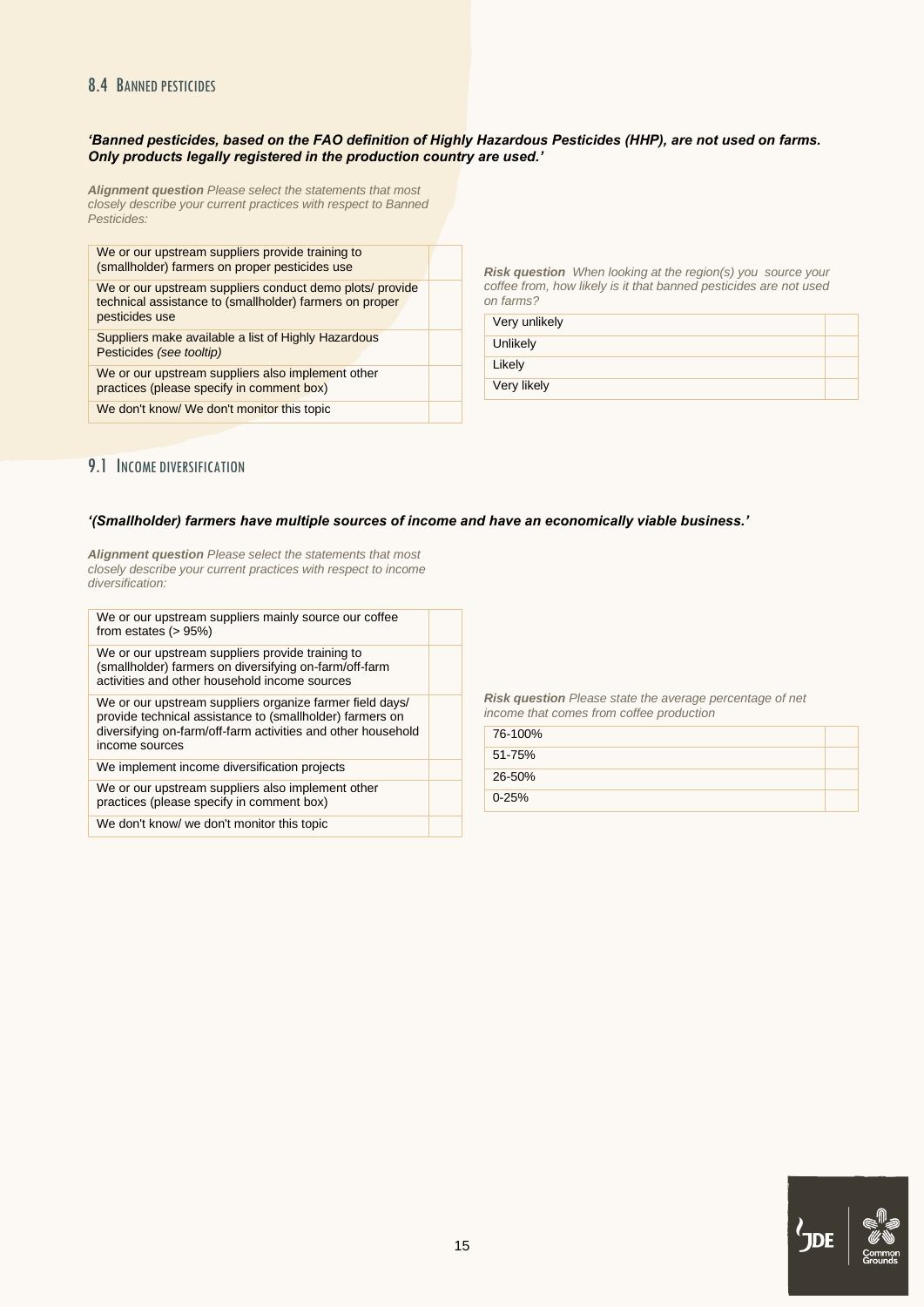## 8.4 Banned pesticides

***'Banned pesticides, based on the FAO definition of Highly Hazardous Pesticides (HHP), are not used on farms. Only products legally registered in the production country are used.'***

***Alignment question*** *Please select the statements that most closely describe your current practices with respect to Banned Pesticides:*

| | |
|---|---|
| We or our upstream suppliers provide training to (smallholder) farmers on proper pesticides use | |
| We or our upstream suppliers conduct demo plots/ provide technical assistance to (smallholder) farmers on proper pesticides use | |
| Suppliers make available a list of Highly Hazardous Pesticides *(see tooltip)* | |
| We or our upstream suppliers also implement other practices (please specify in comment box) | |
| We don't know/ We don't monitor this topic | |

***Risk question*** *When looking at the region(s) you source your coffee from, how likely is it that banned pesticides are not used on farms?*

| | |
|---|---|
| Very unlikely | |
| Unlikely | |
| Likely | |
| Very likely | |

## 9.1 Income diversification

***'(Smallholder) farmers have multiple sources of income and have an economically viable business.'***

***Alignment question*** *Please select the statements that most closely describe your current practices with respect to income diversification:*

| | |
|---|---|
| We or our upstream suppliers mainly source our coffee from estates (> 95%) | |
| We or our upstream suppliers provide training to (smallholder) farmers on diversifying on-farm/off-farm activities and other household income sources | |
| We or our upstream suppliers organize farmer field days/ provide technical assistance to (smallholder) farmers on diversifying on-farm/off-farm activities and other household income sources | |
| We implement income diversification projects | |
| We or our upstream suppliers also implement other practices (please specify in comment box) | |
| We don't know/ we don't monitor this topic | |

***Risk question*** *Please state the average percentage of net income that comes from coffee production*

| | |
|---|---|
| 76-100% | |
| 51-75% | |
| 26-50% | |
| 0-25% | |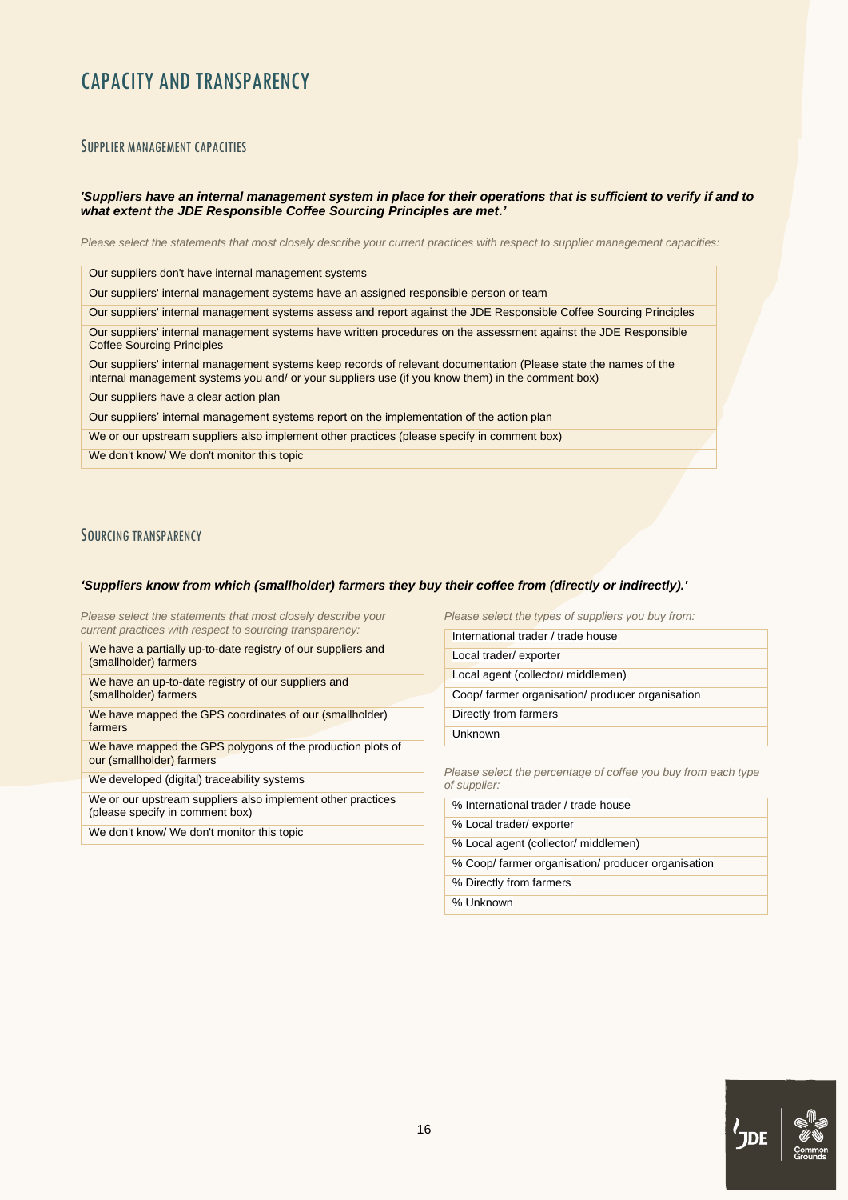# CAPACITY AND TRANSPARENCY

## Supplier management capacities

***'Suppliers have an internal management system in place for their operations that is sufficient to verify if and to what extent the JDE Responsible Coffee Sourcing Principles are met.'***

*Please select the statements that most closely describe your current practices with respect to supplier management capacities:*

| |
|---|
| Our suppliers don't have internal management systems |
| Our suppliers' internal management systems have an assigned responsible person or team |
| Our suppliers' internal management systems assess and report against the JDE Responsible Coffee Sourcing Principles |
| Our suppliers' internal management systems have written procedures on the assessment against the JDE Responsible Coffee Sourcing Principles |
| Our suppliers' internal management systems keep records of relevant documentation (Please state the names of the internal management systems you and/ or your suppliers use (if you know them) in the comment box) |
| Our suppliers have a clear action plan |
| Our suppliers' internal management systems report on the implementation of the action plan |
| We or our upstream suppliers also implement other practices (please specify in comment box) |
| We don't know/ We don't monitor this topic |

## Sourcing transparency

***'Suppliers know from which (smallholder) farmers they buy their coffee from (directly or indirectly).'***

*Please select the statements that most closely describe your current practices with respect to sourcing transparency:*

| |
|---|
| We have a partially up-to-date registry of our suppliers and (smallholder) farmers |
| We have an up-to-date registry of our suppliers and (smallholder) farmers |
| We have mapped the GPS coordinates of our (smallholder) farmers |
| We have mapped the GPS polygons of the production plots of our (smallholder) farmers |
| We developed (digital) traceability systems |
| We or our upstream suppliers also implement other practices (please specify in comment box) |
| We don't know/ We don't monitor this topic |

*Please select the types of suppliers you buy from:*

| |
|---|
| International trader / trade house |
| Local trader/ exporter |
| Local agent (collector/ middlemen) |
| Coop/ farmer organisation/ producer organisation |
| Directly from farmers |
| Unknown |

*Please select the percentage of coffee you buy from each type of supplier:*

| |
|---|
| % International trader / trade house |
| % Local trader/ exporter |
| % Local agent (collector/ middlemen) |
| % Coop/ farmer organisation/ producer organisation |
| % Directly from farmers |
| % Unknown |